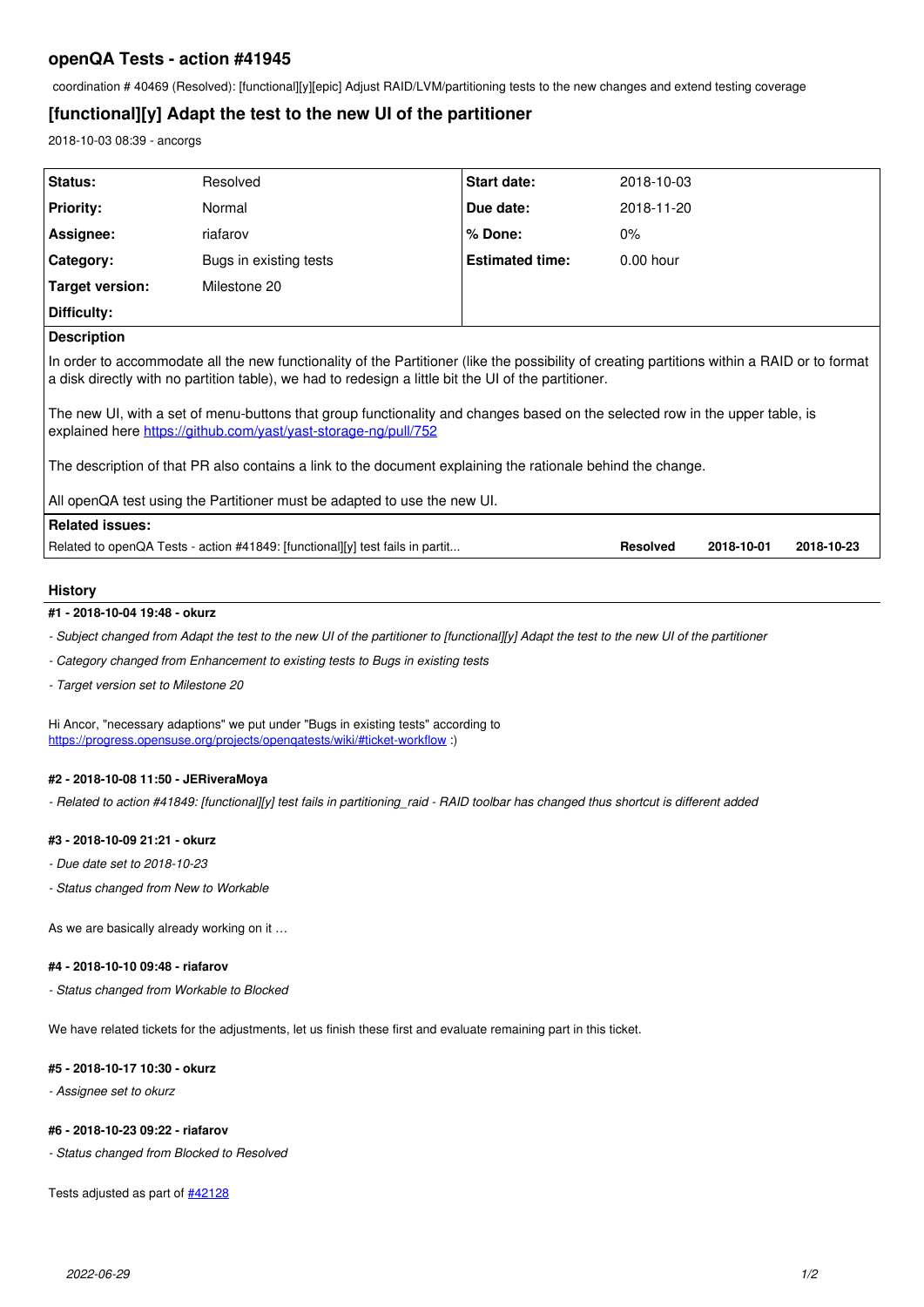## openQA Tests - action #41945

coordination # 40469 (Resolved): [functional][y][epic] Adjust RAID/LVM/partitioning tests to the new changes and extend testing coverage

# [functional][y] Adapt the test to the new UI of the partitioner

2018-10-03 08:39 - ancorgs

| | | | |
|---|---|---|---|
| **Status:** | Resolved | **Start date:** | 2018-10-03 |
| **Priority:** | Normal | **Due date:** | 2018-11-20 |
| **Assignee:** | riafarov | **% Done:** | 0% |
| **Category:** | Bugs in existing tests | **Estimated time:** | 0.00 hour |
| **Target version:** | Milestone 20 | | |
| **Difficulty:** | | | |

**Description**

In order to accommodate all the new functionality of the Partitioner (like the possibility of creating partitions within a RAID or to format a disk directly with no partition table), we had to redesign a little bit the UI of the partitioner.

The new UI, with a set of menu-buttons that group functionality and changes based on the selected row in the upper table, is explained here https://github.com/yast/yast-storage-ng/pull/752

The description of that PR also contains a link to the document explaining the rationale behind the change.

All openQA test using the Partitioner must be adapted to use the new UI.

**Related issues:**

| | | | |
|---|---|---|---|
| Related to openQA Tests - action #41849: [functional][y] test fails in partit... | **Resolved** | **2018-10-01** | **2018-10-23** |

### History

#### #1 - 2018-10-04 19:48 - okurz

- *Subject changed from Adapt the test to the new UI of the partitioner to [functional][y] Adapt the test to the new UI of the partitioner*
- *Category changed from Enhancement to existing tests to Bugs in existing tests*
- *Target version set to Milestone 20*

Hi Ancor, "necessary adaptions" we put under "Bugs in existing tests" according to https://progress.opensuse.org/projects/openqatests/wiki/#ticket-workflow :)

#### #2 - 2018-10-08 11:50 - JERiveraMoya

- *Related to action #41849: [functional][y] test fails in partitioning_raid - RAID toolbar has changed thus shortcut is different added*

#### #3 - 2018-10-09 21:21 - okurz

- *Due date set to 2018-10-23*
- *Status changed from New to Workable*

As we are basically already working on it …

#### #4 - 2018-10-10 09:48 - riafarov

- *Status changed from Workable to Blocked*

We have related tickets for the adjustments, let us finish these first and evaluate remaining part in this ticket.

#### #5 - 2018-10-17 10:30 - okurz

- *Assignee set to okurz*

#### #6 - 2018-10-23 09:22 - riafarov

- *Status changed from Blocked to Resolved*

Tests adjusted as part of #42128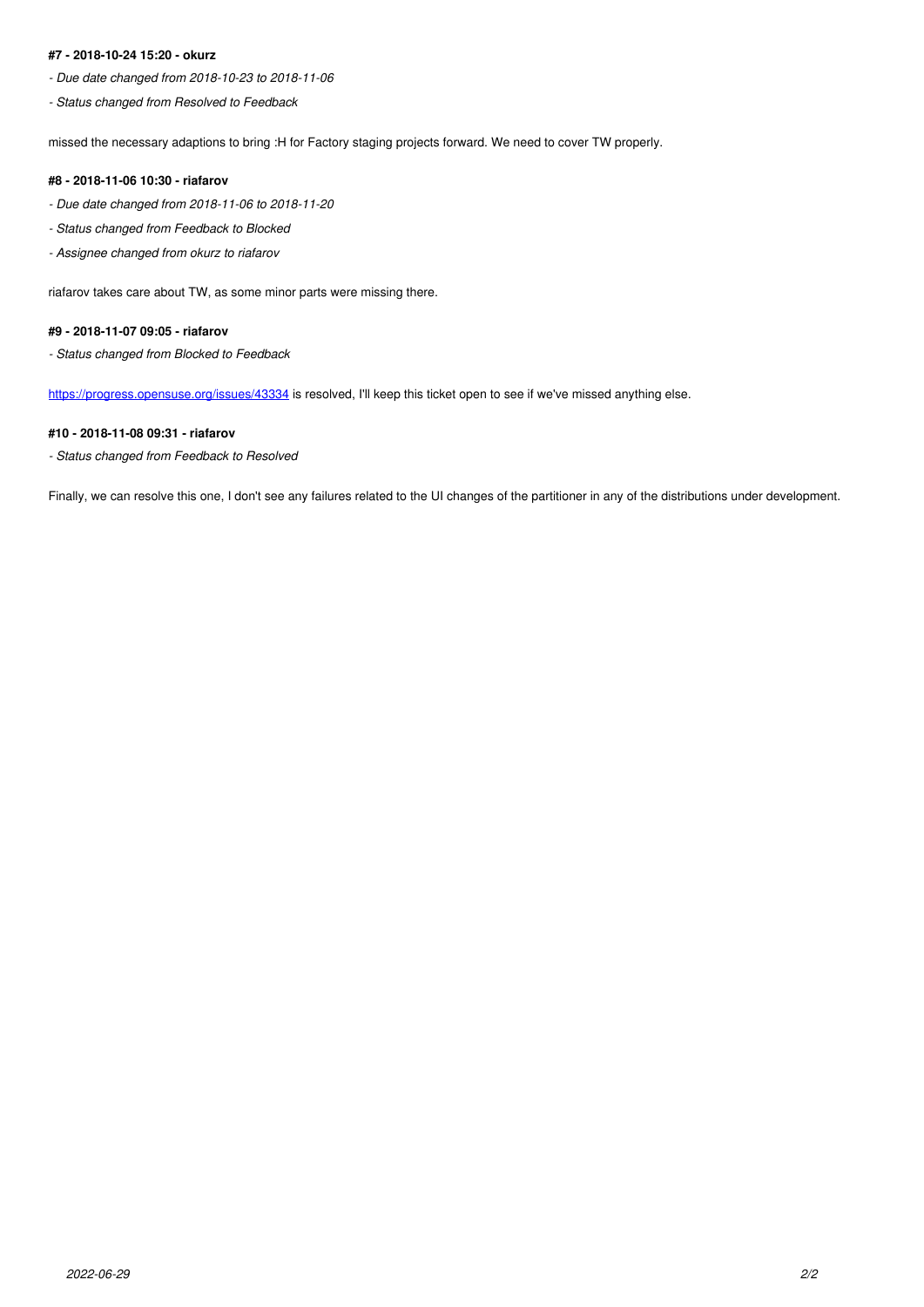#### #7 - 2018-10-24 15:20 - okurz

- *Due date changed from 2018-10-23 to 2018-11-06*
- *Status changed from Resolved to Feedback*

missed the necessary adaptions to bring :H for Factory staging projects forward. We need to cover TW properly.

#### #8 - 2018-11-06 10:30 - riafarov

- *Due date changed from 2018-11-06 to 2018-11-20*
- *Status changed from Feedback to Blocked*
- *Assignee changed from okurz to riafarov*

riafarov takes care about TW, as some minor parts were missing there.

#### #9 - 2018-11-07 09:05 - riafarov

- *Status changed from Blocked to Feedback*

https://progress.opensuse.org/issues/43334 is resolved, I'll keep this ticket open to see if we've missed anything else.

#### #10 - 2018-11-08 09:31 - riafarov

- *Status changed from Feedback to Resolved*

Finally, we can resolve this one, I don't see any failures related to the UI changes of the partitioner in any of the distributions under development.